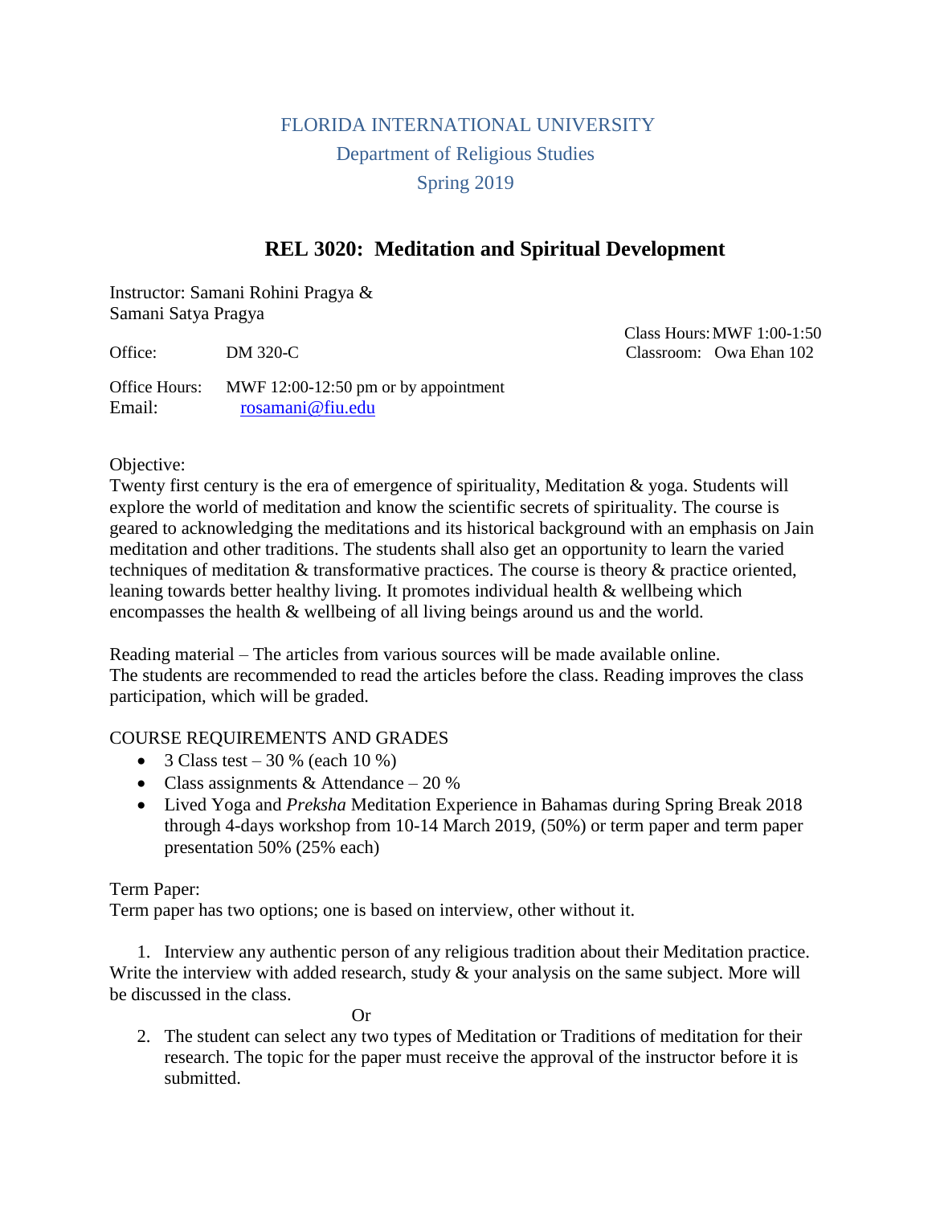# FLORIDA INTERNATIONAL UNIVERSITY

## Department of Religious Studies

## Spring 2019

## REL 3020: Meditation and Spiritual Development

Instructor: Samani Rohini Pragya &
Samani Satya Pragya

Class Hours: MWF 1:00-1:50
Classroom: Owa Ehan 102

Office: DM 320-C

Office Hours: MWF 12:00-12:50 pm or by appointment
Email: rosamani@fiu.edu

Objective:
Twenty first century is the era of emergence of spirituality, Meditation & yoga. Students will explore the world of meditation and know the scientific secrets of spirituality. The course is geared to acknowledging the meditations and its historical background with an emphasis on Jain meditation and other traditions. The students shall also get an opportunity to learn the varied techniques of meditation & transformative practices. The course is theory & practice oriented, leaning towards better healthy living. It promotes individual health & wellbeing which encompasses the health & wellbeing of all living beings around us and the world.

Reading material – The articles from various sources will be made available online.
The students are recommended to read the articles before the class. Reading improves the class participation, which will be graded.

COURSE REQUIREMENTS AND GRADES

- 3 Class test – 30 % (each 10 %)
- Class assignments & Attendance – 20 %
- Lived Yoga and *Preksha* Meditation Experience in Bahamas during Spring Break 2018 through 4-days workshop from 10-14 March 2019, (50%) or term paper and term paper presentation 50% (25% each)

Term Paper:
Term paper has two options; one is based on interview, other without it.

1. Interview any authentic person of any religious tradition about their Meditation practice. Write the interview with added research, study & your analysis on the same subject. More will be discussed in the class.

Or

2. The student can select any two types of Meditation or Traditions of meditation for their research. The topic for the paper must receive the approval of the instructor before it is submitted.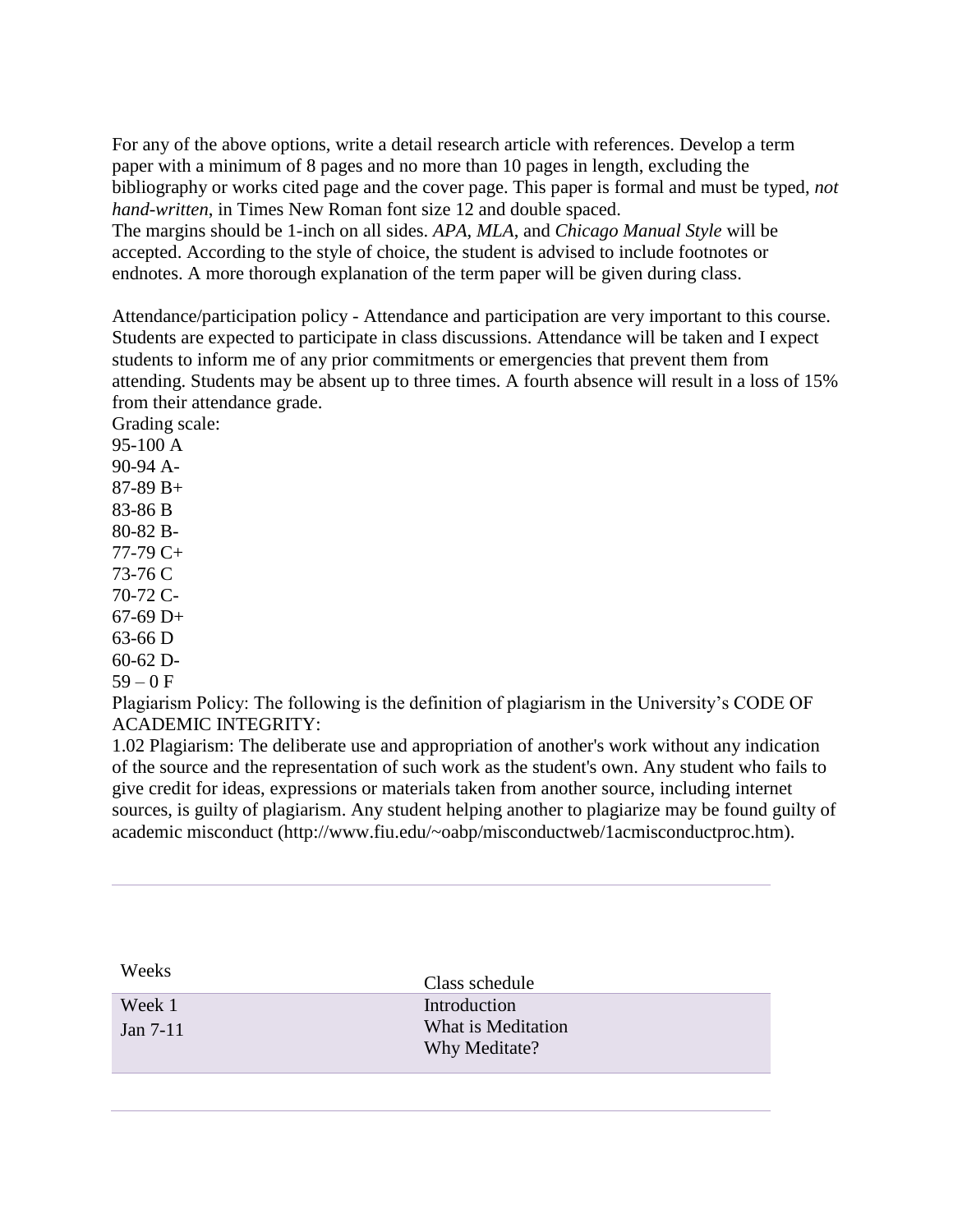For any of the above options, write a detail research article with references. Develop a term paper with a minimum of 8 pages and no more than 10 pages in length, excluding the bibliography or works cited page and the cover page. This paper is formal and must be typed, *not hand-written*, in Times New Roman font size 12 and double spaced.
The margins should be 1-inch on all sides. *APA*, *MLA*, and *Chicago Manual Style* will be accepted. According to the style of choice, the student is advised to include footnotes or endnotes. A more thorough explanation of the term paper will be given during class.

Attendance/participation policy - Attendance and participation are very important to this course. Students are expected to participate in class discussions. Attendance will be taken and I expect students to inform me of any prior commitments or emergencies that prevent them from attending. Students may be absent up to three times. A fourth absence will result in a loss of 15% from their attendance grade.

Grading scale:
95-100 A
90-94 A-
87-89 B+
83-86 B
80-82 B-
77-79 C+
73-76 C
70-72 C-
67-69 D+
63-66 D
60-62 D-
59 – 0 F

Plagiarism Policy: The following is the definition of plagiarism in the University's CODE OF ACADEMIC INTEGRITY:
1.02 Plagiarism: The deliberate use and appropriation of another's work without any indication of the source and the representation of such work as the student's own. Any student who fails to give credit for ideas, expressions or materials taken from another source, including internet sources, is guilty of plagiarism. Any student helping another to plagiarize may be found guilty of academic misconduct (http://www.fiu.edu/~oabp/misconductweb/1acmisconductproc.htm).

---

| Weeks | Class schedule |
|---|---|
| Week 1<br>Jan 7-11 | Introduction<br>What is Meditation<br>Why Meditate? |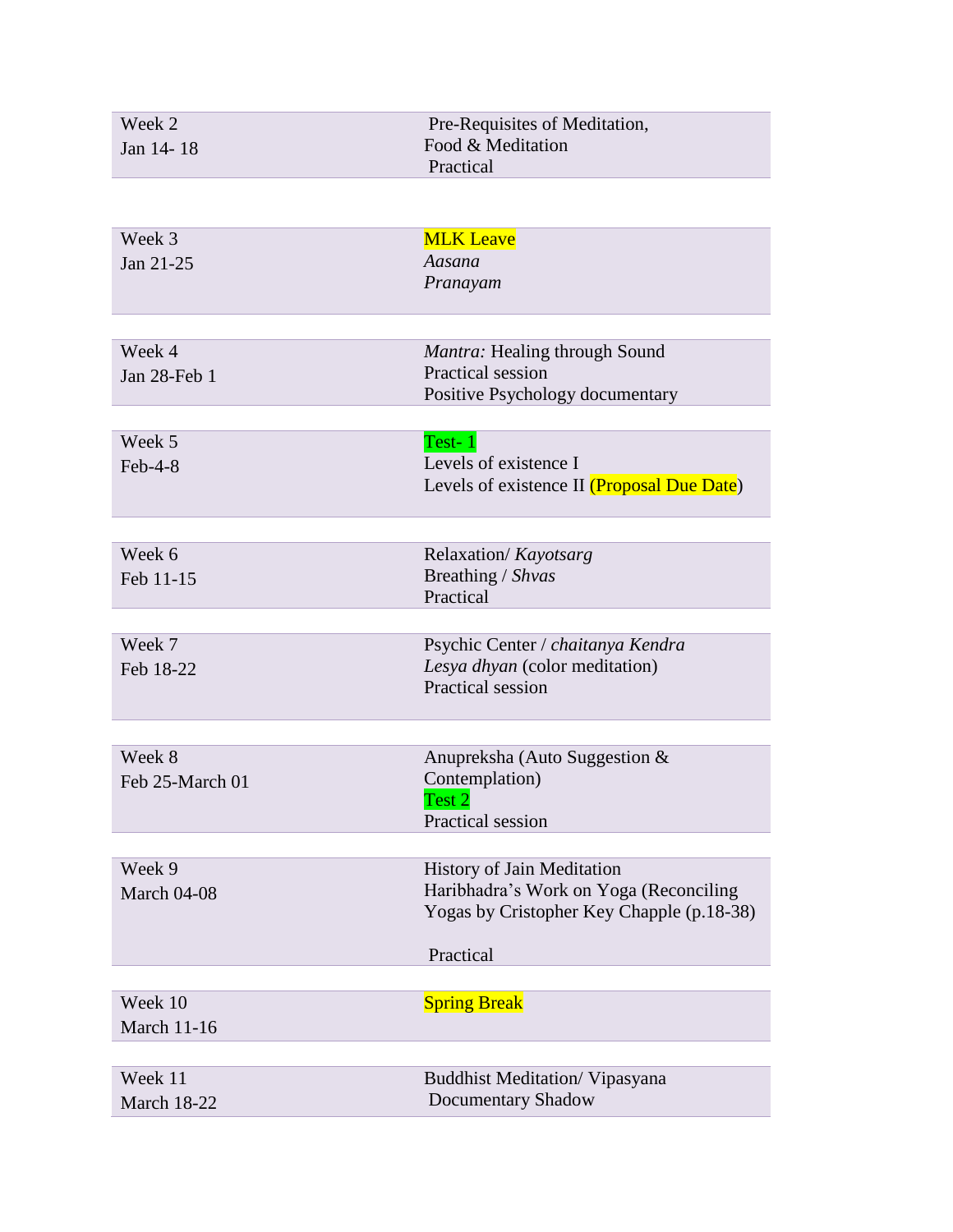| | |
|---|---|
| Week 2<br>Jan 14- 18 | Pre-Requisites of Meditation,<br>Food & Meditation<br>Practical |
| Week 3<br>Jan 21-25 | MLK Leave<br>*Aasana*<br>*Pranayam* |
| Week 4<br>Jan 28-Feb 1 | *Mantra:* Healing through Sound<br>Practical session<br>Positive Psychology documentary |
| Week 5<br>Feb-4-8 | Test- 1<br>Levels of existence I<br>Levels of existence II (Proposal Due Date) |
| Week 6<br>Feb 11-15 | Relaxation/ *Kayotsarg*<br>Breathing / *Shvas*<br>Practical |
| Week 7<br>Feb 18-22 | Psychic Center / *chaitanya Kendra*<br>*Lesya dhyan* (color meditation)<br>Practical session |
| Week 8<br>Feb 25-March 01 | Anupreksha (Auto Suggestion & Contemplation)<br>Test 2<br>Practical session |
| Week 9<br>March 04-08 | History of Jain Meditation<br>Haribhadra's Work on Yoga (Reconciling Yogas by Cristopher Key Chapple (p.18-38)<br><br>Practical |
| Week 10<br>March 11-16 | Spring Break |
| Week 11<br>March 18-22 | Buddhist Meditation/ Vipasyana<br>Documentary Shadow |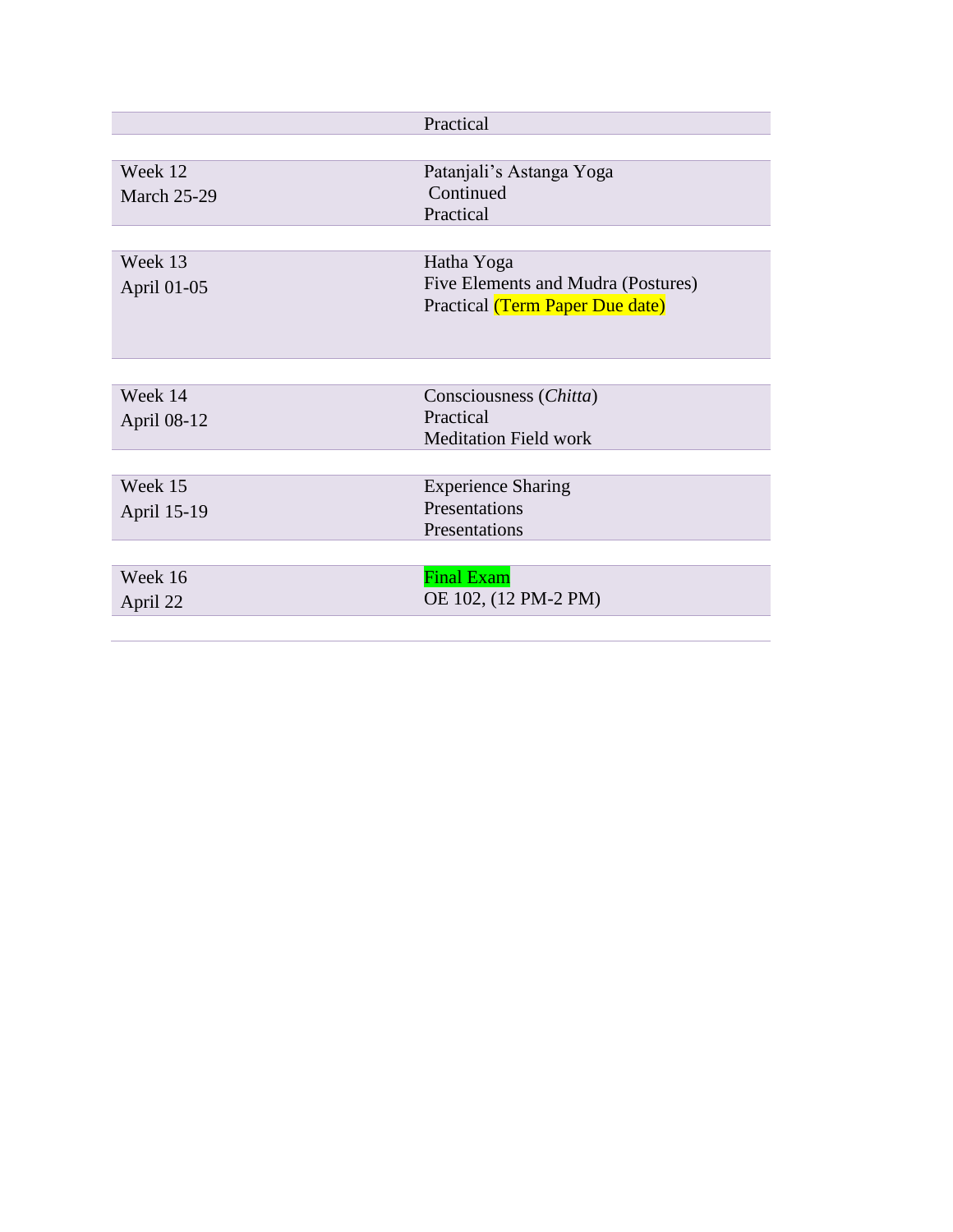| | |
|---|---|
| | Practical |
| Week 12<br>March 25-29 | Patanjali's Astanga Yoga<br>Continued<br>Practical |
| Week 13<br>April 01-05 | Hatha Yoga<br>Five Elements and Mudra (Postures)<br>Practical (Term Paper Due date) |
| Week 14<br>April 08-12 | Consciousness (*Chitta*)<br>Practical<br>Meditation Field work |
| Week 15<br>April 15-19 | Experience Sharing<br>Presentations<br>Presentations |
| Week 16<br>April 22 | Final Exam<br>OE 102, (12 PM-2 PM) |